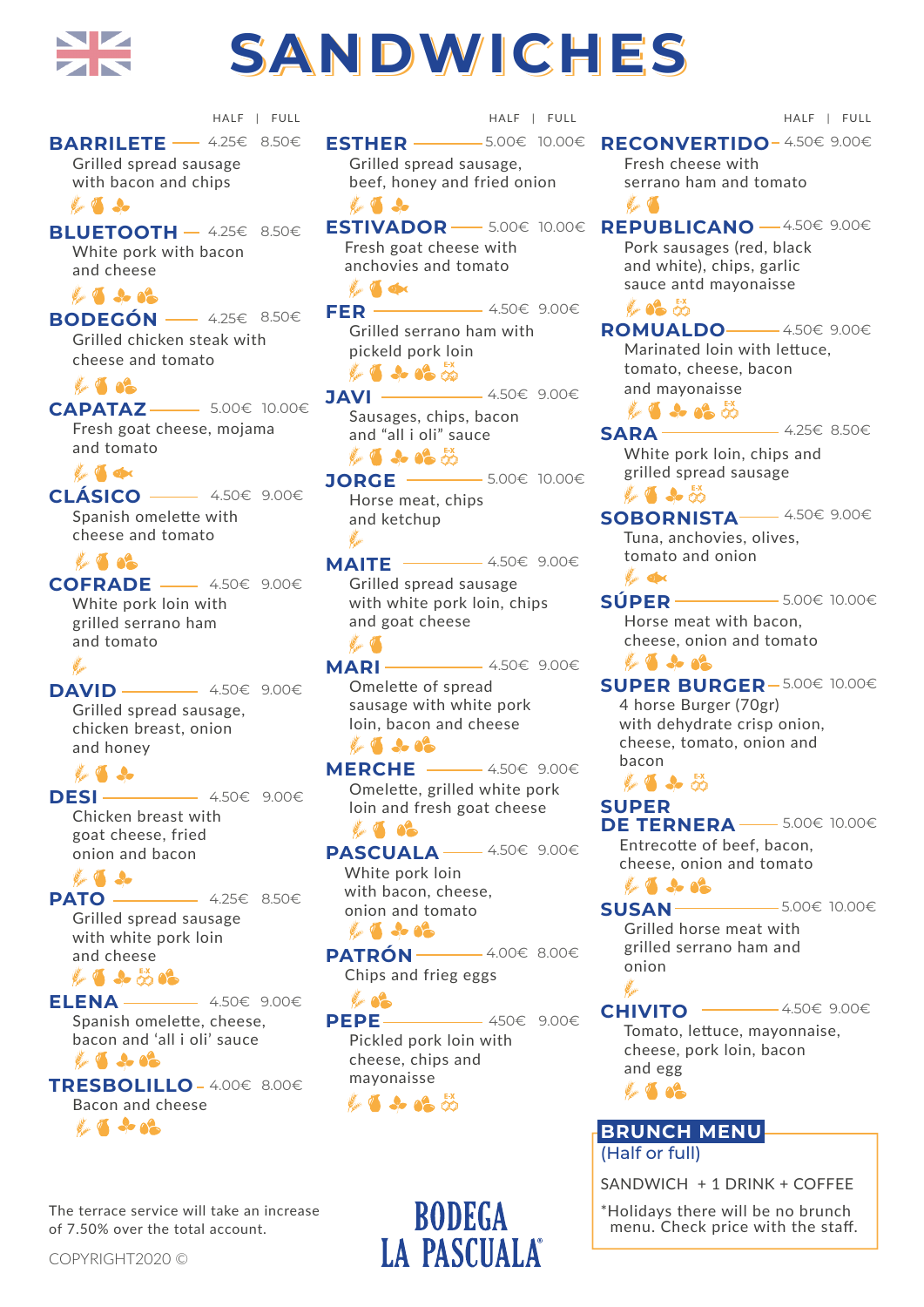# SANDWICHES

| Sandwich | Description | HALF | FULL |
|---|---|---|---|
| **BARRILETE** | Grilled spread sausage with bacon and chips | 4.25€ | 8.50€ |
| **BLUETOOTH** | White pork with bacon and cheese | 4.25€ | 8.50€ |
| **BODEGÓN** | Grilled chicken steak with cheese and tomato | 4.25€ | 8.50€ |
| **CAPATAZ** | Fresh goat cheese, mojama and tomato | 5.00€ | 10.00€ |
| **CLÁSICO** | Spanish omelette with cheese and tomato | 4.50€ | 9.00€ |
| **COFRADE** | White pork loin with grilled serrano ham and tomato | 4.50€ | 9.00€ |
| **DAVID** | Grilled spread sausage, chicken breast, onion and honey | 4.50€ | 9.00€ |
| **DESI** | Chicken breast with goat cheese, fried onion and bacon | 4.50€ | 9.00€ |
| **PATO** | Grilled spread sausage with white pork loin and cheese | 4.25€ | 8.50€ |
| **ELENA** | Spanish omelette, cheese, bacon and 'all i oli' sauce | 4.50€ | 9.00€ |
| **TRESBOLILLO** | Bacon and cheese | 4.00€ | 8.00€ |
| **ESTHER** | Grilled spread sausage, beef, honey and fried onion | 5.00€ | 10.00€ |
| **ESTIVADOR** | Fresh goat cheese with anchovies and tomato | 5.00€ | 10.00€ |
| **FER** | Grilled serrano ham with pickeld pork loin | 4.50€ | 9.00€ |
| **JAVI** | Sausages, chips, bacon and "all i oli" sauce | 4.50€ | 9.00€ |
| **JORGE** | Horse meat, chips and ketchup | 5.00€ | 10.00€ |
| **MAITE** | Grilled spread sausage with white pork loin, chips and goat cheese | 4.50€ | 9.00€ |
| **MARI** | Omelette of spread sausage with white pork loin, bacon and cheese | 4.50€ | 9.00€ |
| **MERCHE** | Omelette, grilled white pork loin and fresh goat cheese | 4.50€ | 9.00€ |
| **PASCUALA** | White pork loin with bacon, cheese, onion and tomato | 4.50€ | 9.00€ |
| **PATRÓN** | Chips and frieg eggs | 4.00€ | 8.00€ |
| **PEPE** | Pickled pork loin with cheese, chips and mayonaisse | 450€ | 9.00€ |
| **RECONVERTIDO** | Fresh cheese with serrano ham and tomato | 4.50€ | 9.00€ |
| **REPUBLICANO** | Pork sausages (red, black and white), chips, garlic sauce antd mayonaisse | 4.50€ | 9.00€ |
| **ROMUALDO** | Marinated loin with lettuce, tomato, cheese, bacon and mayonaisse | 4.50€ | 9.00€ |
| **SARA** | White pork loin, chips and grilled spread sausage | 4.25€ | 8.50€ |
| **SOBORNISTA** | Tuna, anchovies, olives, tomato and onion | 4.50€ | 9.00€ |
| **SÚPER** | Horse meat with bacon, cheese, onion and tomato | 5.00€ | 10.00€ |
| **SUPER BURGER** | 4 horse Burger (70gr) with dehydrate crisp onion, cheese, tomato, onion and bacon | 5.00€ | 10.00€ |
| **SUPER DE TERNERA** | Entrecotte of beef, bacon, cheese, onion and tomato | 5.00€ | 10.00€ |
| **SUSAN** | Grilled horse meat with grilled serrano ham and onion | 5.00€ | 10.00€ |
| **CHIVITO** | Tomato, lettuce, mayonnaise, cheese, pork loin, bacon and egg | 4.50€ | 9.00€ |

## BRUNCH MENU
(Half or full)

SANDWICH + 1 DRINK + COFFEE

*Holidays there will be no brunch menu. Check price with the staff.

The terrace service will take an increase of 7.50% over the total account.

COPYRIGHT2020 ©

BODEGA LA PASCUALA®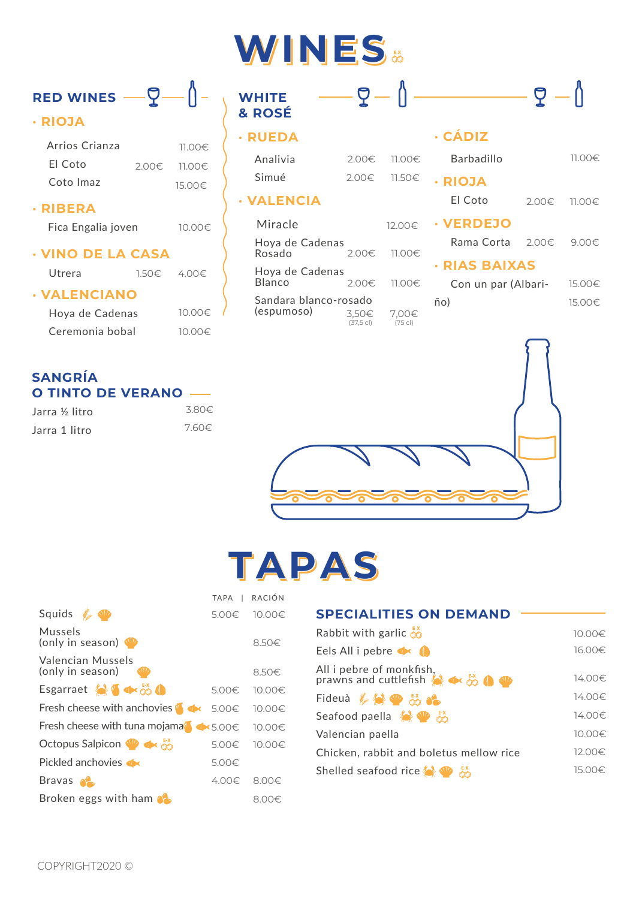# WINES

## RED WINES

### · RIOJA

| | | |
|---|---|---|
| Arrios Crianza | | 11.00€ |
| El Coto | 2.00€ | 11.00€ |
| Coto Imaz | | 15.00€ |

### · RIBERA

| | | |
|---|---|---|
| Fica Engalia joven | | 10.00€ |

### · VINO DE LA CASA

| | | |
|---|---|---|
| Utrera | 1.50€ | 4.00€ |

### · VALENCIANO

| | | |
|---|---|---|
| Hoya de Cadenas | | 10.00€ |
| Ceremonia bobal | | 10.00€ |

## WHITE & ROSÉ

### · RUEDA

| | | |
|---|---|---|
| Analivia | 2.00€ | 11.00€ |
| Simué | 2.00€ | 11.50€ |

### · VALENCIA

| | | |
|---|---|---|
| Miracle | | 12.00€ |
| Hoya de Cadenas Rosado | 2.00€ | 11.00€ |
| Hoya de Cadenas Blanco | 2.00€ | 11.00€ |
| Sandara blanco-rosado (espumoso) | 3,50€ (37,5 cl) | 7,00€ (75 cl) |

### · CÁDIZ

| | | |
|---|---|---|
| Barbadillo | | 11.00€ |

### · RIOJA

| | | |
|---|---|---|
| El Coto | 2.00€ | 11.00€ |

### · VERDEJO

| | | |
|---|---|---|
| Rama Corta | 2.00€ | 9.00€ |

### · RIAS BAIXAS

| | | |
|---|---|---|
| Con un par (Albariño) | | 15.00€ |
| | | 15.00€ |

## SANGRÍA O TINTO DE VERANO

| | |
|---|---|
| Jarra ½ litro | 3.80€ |
| Jarra 1 litro | 7.60€ |

# TAPAS

| | TAPA | RACIÓN |
|---|---|---|
| Squids | 5.00€ | 10.00€ |
| Mussels (only in season) | | 8.50€ |
| Valencian Mussels (only in season) | | 8.50€ |
| Esgarraet | 5.00€ | 10.00€ |
| Fresh cheese with anchovies | 5.00€ | 10.00€ |
| Fresh cheese with tuna mojama | 5.00€ | 10.00€ |
| Octopus Salpicon | 5.00€ | 10.00€ |
| Pickled anchovies | 5.00€ | |
| Bravas | 4.00€ | 8.00€ |
| Broken eggs with ham | | 8.00€ |

## SPECIALITIES ON DEMAND

| | |
|---|---|
| Rabbit with garlic | 10.00€ |
| Eels All i pebre | 16.00€ |
| All i pebre of monkfish, prawns and cuttlefish | 14.00€ |
| Fideuà | 14.00€ |
| Seafood paella | 14.00€ |
| Valencian paella | 10.00€ |
| Chicken, rabbit and boletus mellow rice | 12.00€ |
| Shelled seafood rice | 15.00€ |

COPYRIGHT2020 ©